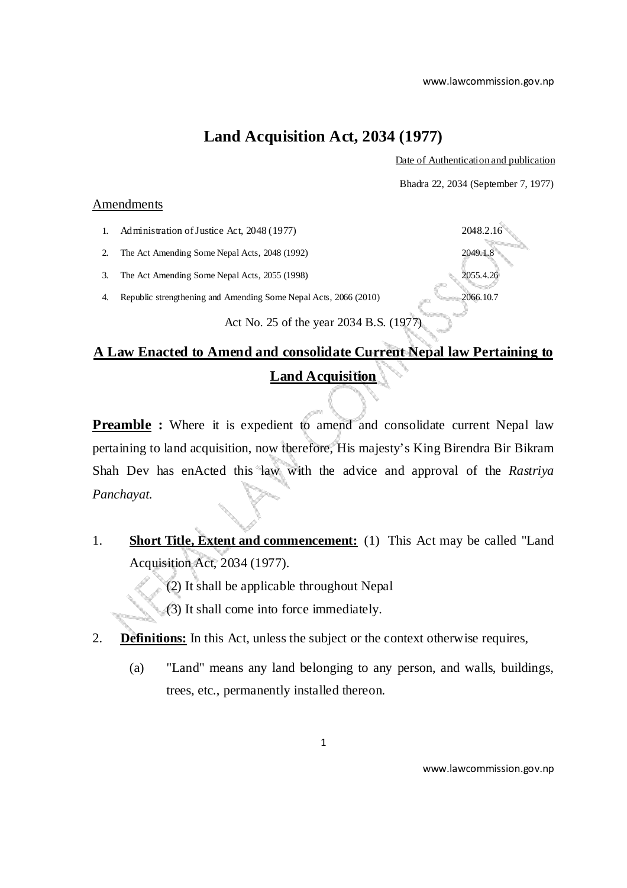# Land Acquisition Act, 2034 (1977)

Date of Authentication and publication

Bhadra 22, 2034 (September 7, 1977)

Amendments

| | | |
|---|---|---|
| 1. | Administration of Justice Act, 2048 (1977) | 2048.2.16 |
| 2. | The Act Amending Some Nepal Acts, 2048 (1992) | 2049.1.8 |
| 3. | The Act Amending Some Nepal Acts, 2055 (1998) | 2055.4.26 |
| 4. | Republic strengthening and Amending Some Nepal Acts, 2066 (2010) | 2066.10.7 |

Act No. 25 of the year 2034 B.S. (1977)

## A Law Enacted to Amend and consolidate Current Nepal law Pertaining to Land Acquisition

**Preamble :** Where it is expedient to amend and consolidate current Nepal law pertaining to land acquisition, now therefore, His majesty's King Birendra Bir Bikram Shah Dev has enActed this law with the advice and approval of the *Rastriya Panchayat.*

1. **Short Title, Extent and commencement:** (1) This Act may be called "Land Acquisition Act, 2034 (1977).

   (2) It shall be applicable throughout Nepal

   (3) It shall come into force immediately.

2. **Definitions:** In this Act, unless the subject or the context otherwise requires,

   (a) "Land" means any land belonging to any person, and walls, buildings, trees, etc., permanently installed thereon.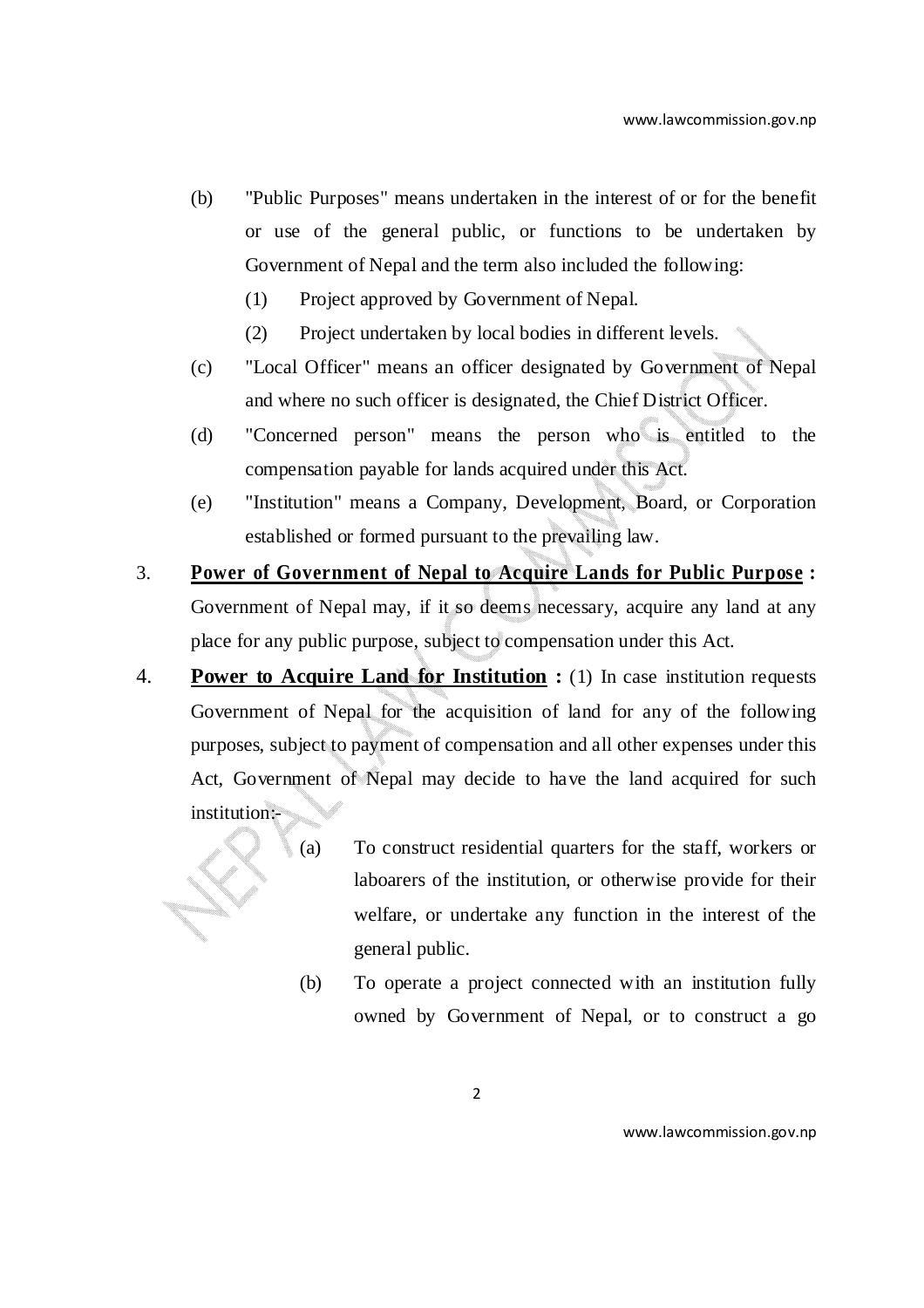(b) "Public Purposes" means undertaken in the interest of or for the benefit or use of the general public, or functions to be undertaken by Government of Nepal and the term also included the following:

  (1) Project approved by Government of Nepal.

  (2) Project undertaken by local bodies in different levels.

(c) "Local Officer" means an officer designated by Government of Nepal and where no such officer is designated, the Chief District Officer.

(d) "Concerned person" means the person who is entitled to the compensation payable for lands acquired under this Act.

(e) "Institution" means a Company, Development, Board, or Corporation established or formed pursuant to the prevailing law.

3. **Power of Government of Nepal to Acquire Lands for Public Purpose :** Government of Nepal may, if it so deems necessary, acquire any land at any place for any public purpose, subject to compensation under this Act.

4. **Power to Acquire Land for Institution :** (1) In case institution requests Government of Nepal for the acquisition of land for any of the following purposes, subject to payment of compensation and all other expenses under this Act, Government of Nepal may decide to have the land acquired for such institution:-

  (a) To construct residential quarters for the staff, workers or laboarers of the institution, or otherwise provide for their welfare, or undertake any function in the interest of the general public.

  (b) To operate a project connected with an institution fully owned by Government of Nepal, or to construct a go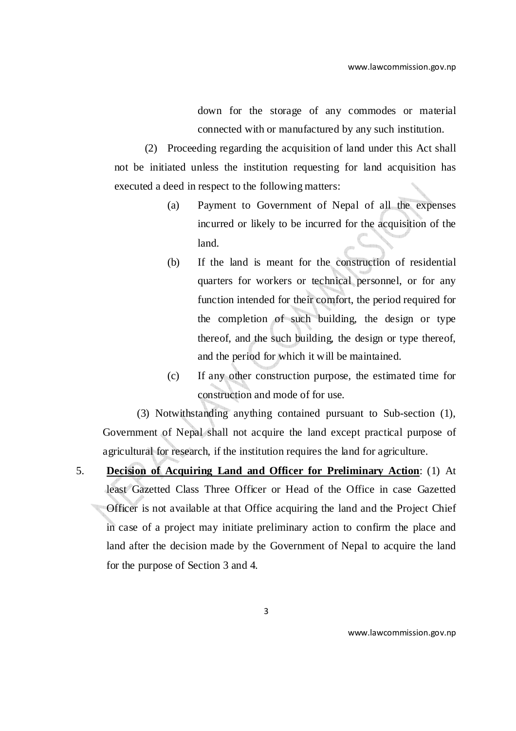down for the storage of any commodes or material connected with or manufactured by any such institution.

(2) Proceeding regarding the acquisition of land under this Act shall not be initiated unless the institution requesting for land acquisition has executed a deed in respect to the following matters:

(a) Payment to Government of Nepal of all the expenses incurred or likely to be incurred for the acquisition of the land.

(b) If the land is meant for the construction of residential quarters for workers or technical personnel, or for any function intended for their comfort, the period required for the completion of such building, the design or type thereof, and the such building, the design or type thereof, and the period for which it will be maintained.

(c) If any other construction purpose, the estimated time for construction and mode of for use.

(3) Notwithstanding anything contained pursuant to Sub-section (1), Government of Nepal shall not acquire the land except practical purpose of agricultural for research, if the institution requires the land for agriculture.

5. **Decision of Acquiring Land and Officer for Preliminary Action**: (1) At least Gazetted Class Three Officer or Head of the Office in case Gazetted Officer is not available at that Office acquiring the land and the Project Chief in case of a project may initiate preliminary action to confirm the place and land after the decision made by the Government of Nepal to acquire the land for the purpose of Section 3 and 4.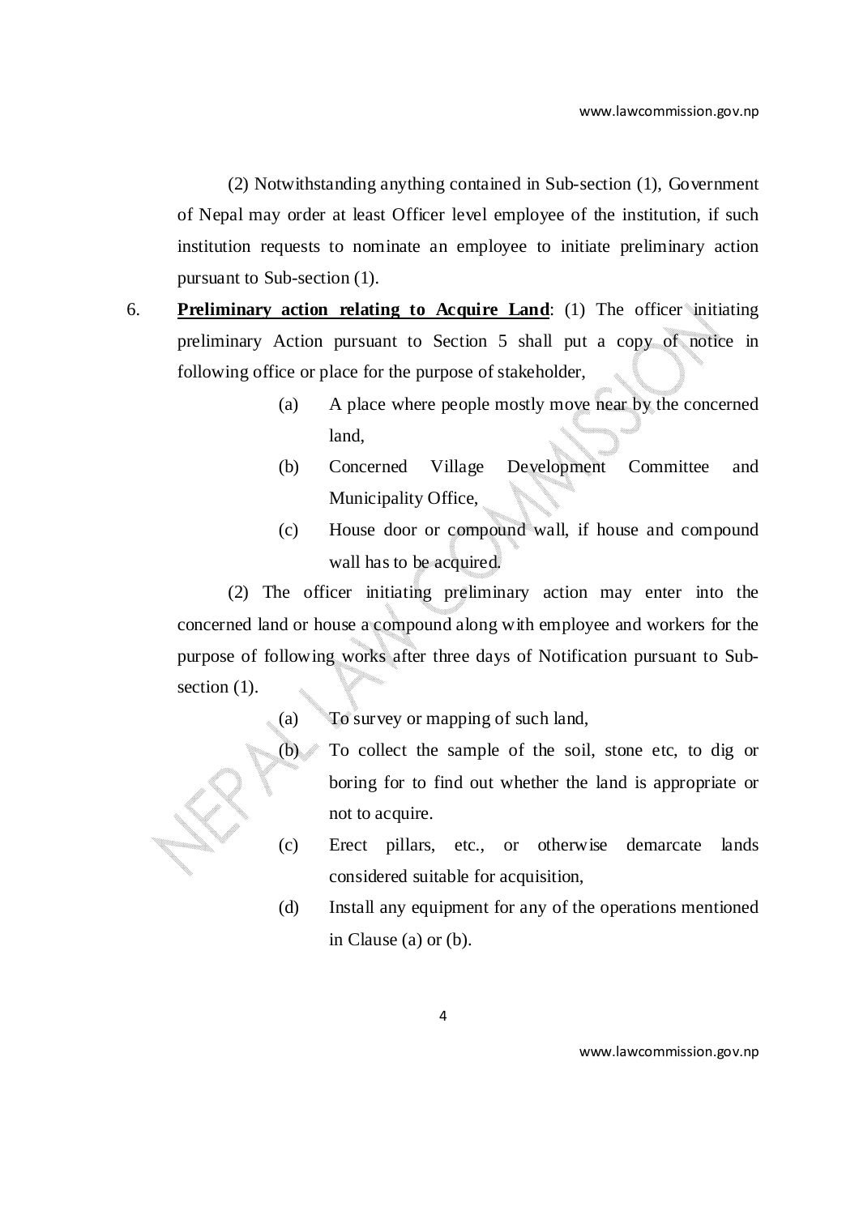(2) Notwithstanding anything contained in Sub-section (1), Government of Nepal may order at least Officer level employee of the institution, if such institution requests to nominate an employee to initiate preliminary action pursuant to Sub-section (1).

6. **Preliminary action relating to Acquire Land**: (1) The officer initiating preliminary Action pursuant to Section 5 shall put a copy of notice in following office or place for the purpose of stakeholder,

   (a) A place where people mostly move near by the concerned land,

   (b) Concerned Village Development Committee and Municipality Office,

   (c) House door or compound wall, if house and compound wall has to be acquired.

   (2) The officer initiating preliminary action may enter into the concerned land or house a compound along with employee and workers for the purpose of following works after three days of Notification pursuant to Sub-section (1).

   (a) To survey or mapping of such land,

   (b) To collect the sample of the soil, stone etc, to dig or boring for to find out whether the land is appropriate or not to acquire.

   (c) Erect pillars, etc., or otherwise demarcate lands considered suitable for acquisition,

   (d) Install any equipment for any of the operations mentioned in Clause (a) or (b).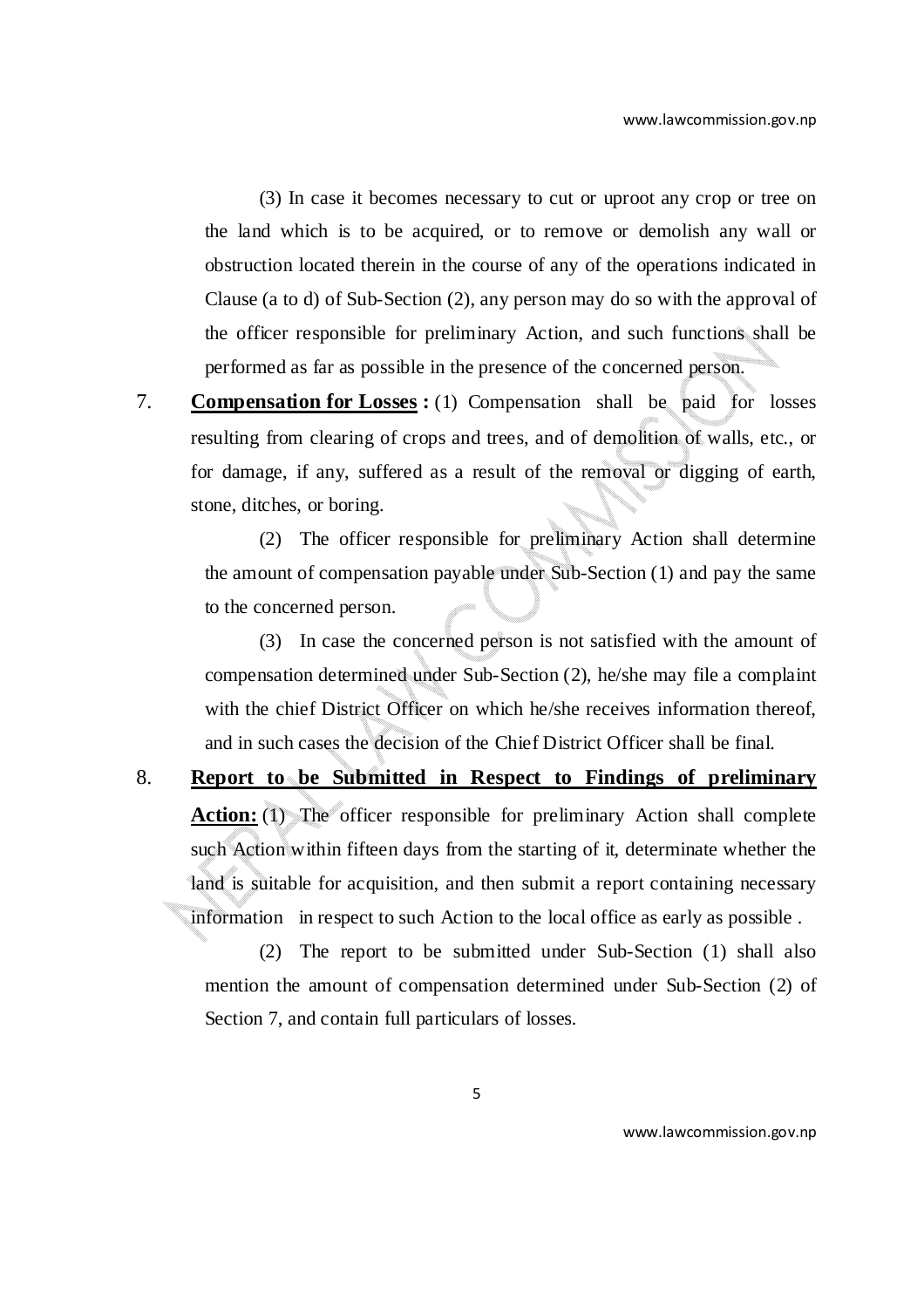(3) In case it becomes necessary to cut or uproot any crop or tree on the land which is to be acquired, or to remove or demolish any wall or obstruction located therein in the course of any of the operations indicated in Clause (a to d) of Sub-Section (2), any person may do so with the approval of the officer responsible for preliminary Action, and such functions shall be performed as far as possible in the presence of the concerned person.

7. **Compensation for Losses :** (1) Compensation shall be paid for losses resulting from clearing of crops and trees, and of demolition of walls, etc., or for damage, if any, suffered as a result of the removal or digging of earth, stone, ditches, or boring.

(2) The officer responsible for preliminary Action shall determine the amount of compensation payable under Sub-Section (1) and pay the same to the concerned person.

(3) In case the concerned person is not satisfied with the amount of compensation determined under Sub-Section (2), he/she may file a complaint with the chief District Officer on which he/she receives information thereof, and in such cases the decision of the Chief District Officer shall be final.

8. **Report to be Submitted in Respect to Findings of preliminary Action:** (1) The officer responsible for preliminary Action shall complete such Action within fifteen days from the starting of it, determinate whether the land is suitable for acquisition, and then submit a report containing necessary information in respect to such Action to the local office as early as possible .

(2) The report to be submitted under Sub-Section (1) shall also mention the amount of compensation determined under Sub-Section (2) of Section 7, and contain full particulars of losses.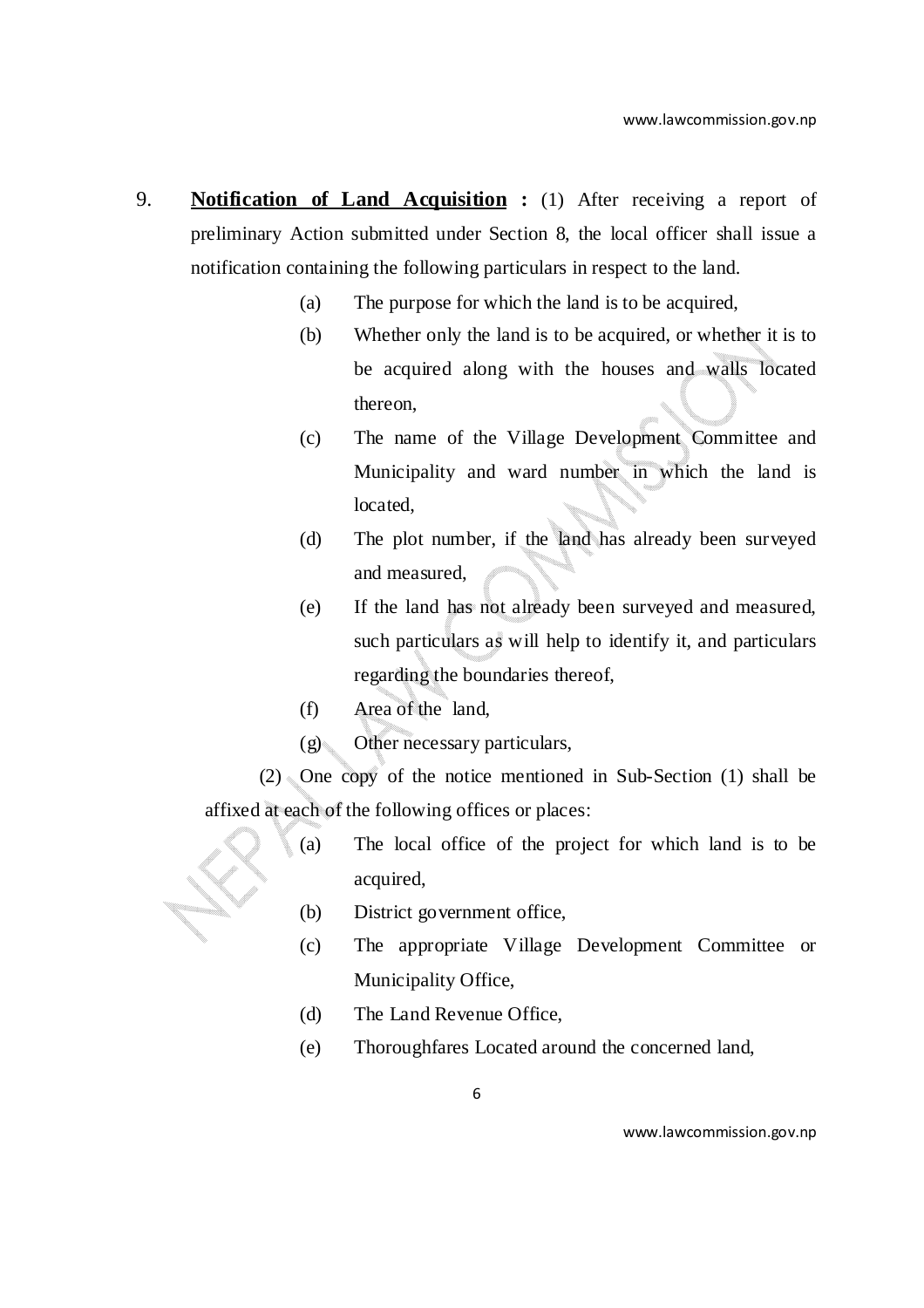9. **Notification of Land Acquisition :** (1) After receiving a report of preliminary Action submitted under Section 8, the local officer shall issue a notification containing the following particulars in respect to the land.

   (a) The purpose for which the land is to be acquired,

   (b) Whether only the land is to be acquired, or whether it is to be acquired along with the houses and walls located thereon,

   (c) The name of the Village Development Committee and Municipality and ward number in which the land is located,

   (d) The plot number, if the land has already been surveyed and measured,

   (e) If the land has not already been surveyed and measured, such particulars as will help to identify it, and particulars regarding the boundaries thereof,

   (f) Area of the land,

   (g) Other necessary particulars,

   (2) One copy of the notice mentioned in Sub-Section (1) shall be affixed at each of the following offices or places:

   (a) The local office of the project for which land is to be acquired,

   (b) District government office,

   (c) The appropriate Village Development Committee or Municipality Office,

   (d) The Land Revenue Office,

   (e) Thoroughfares Located around the concerned land,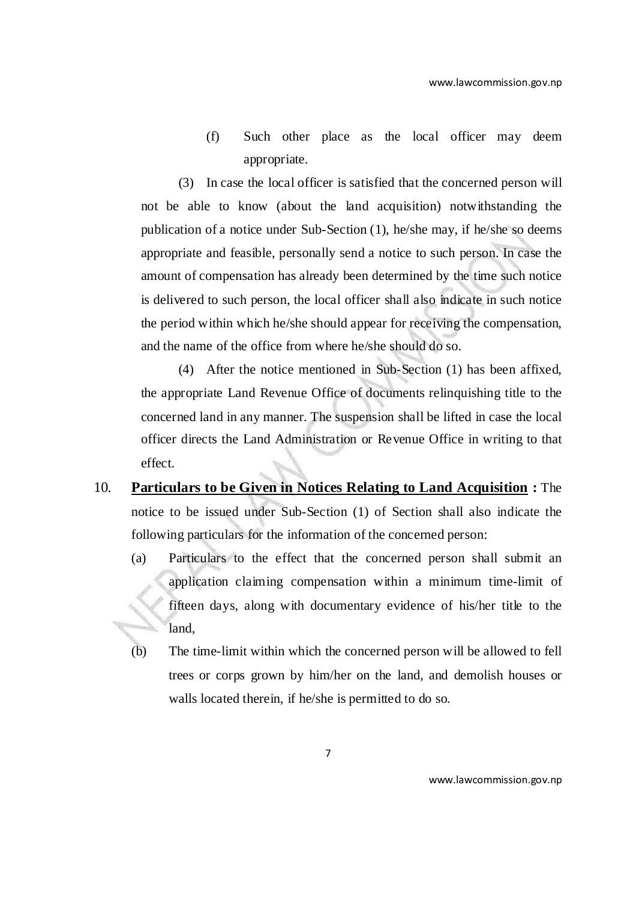(f) Such other place as the local officer may deem appropriate.

(3) In case the local officer is satisfied that the concerned person will not be able to know (about the land acquisition) notwithstanding the publication of a notice under Sub-Section (1), he/she may, if he/she so deems appropriate and feasible, personally send a notice to such person. In case the amount of compensation has already been determined by the time such notice is delivered to such person, the local officer shall also indicate in such notice the period within which he/she should appear for receiving the compensation, and the name of the office from where he/she should do so.

(4) After the notice mentioned in Sub-Section (1) has been affixed, the appropriate Land Revenue Office of documents relinquishing title to the concerned land in any manner. The suspension shall be lifted in case the local officer directs the Land Administration or Revenue Office in writing to that effect.

10. **Particulars to be Given in Notices Relating to Land Acquisition :** The notice to be issued under Sub-Section (1) of Section shall also indicate the following particulars for the information of the concerned person:

(a) Particulars to the effect that the concerned person shall submit an application claiming compensation within a minimum time-limit of fifteen days, along with documentary evidence of his/her title to the land,

(b) The time-limit within which the concerned person will be allowed to fell trees or corps grown by him/her on the land, and demolish houses or walls located therein, if he/she is permitted to do so.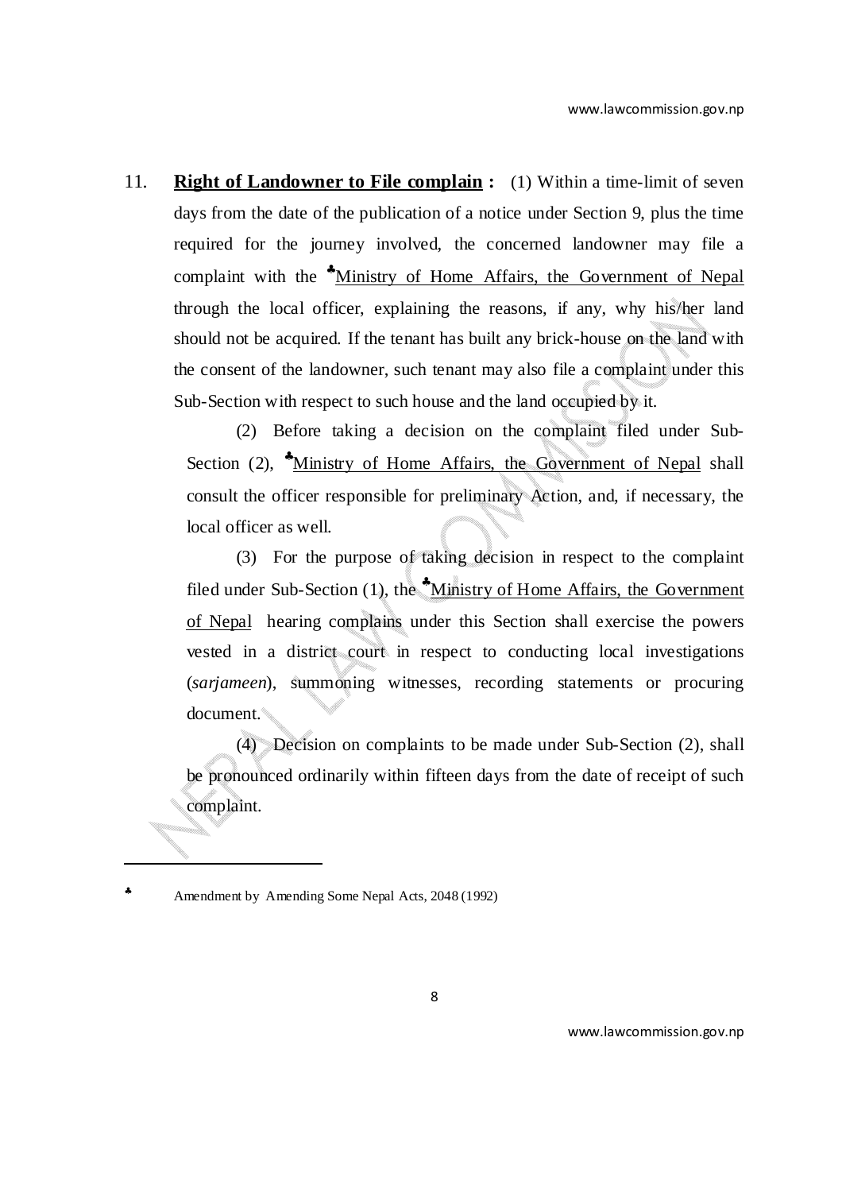11. **Right of Landowner to File complain :** (1) Within a time-limit of seven days from the date of the publication of a notice under Section 9, plus the time required for the journey involved, the concerned landowner may file a complaint with the ♣Ministry of Home Affairs, the Government of Nepal through the local officer, explaining the reasons, if any, why his/her land should not be acquired. If the tenant has built any brick-house on the land with the consent of the landowner, such tenant may also file a complaint under this Sub-Section with respect to such house and the land occupied by it.

(2) Before taking a decision on the complaint filed under Sub-Section (2), ♣Ministry of Home Affairs, the Government of Nepal shall consult the officer responsible for preliminary Action, and, if necessary, the local officer as well.

(3) For the purpose of taking decision in respect to the complaint filed under Sub-Section (1), the ♣Ministry of Home Affairs, the Government of Nepal hearing complains under this Section shall exercise the powers vested in a district court in respect to conducting local investigations (*sarjameen*), summoning witnesses, recording statements or procuring document.

(4) Decision on complaints to be made under Sub-Section (2), shall be pronounced ordinarily within fifteen days from the date of receipt of such complaint.

---

♣ Amendment by Amending Some Nepal Acts, 2048 (1992)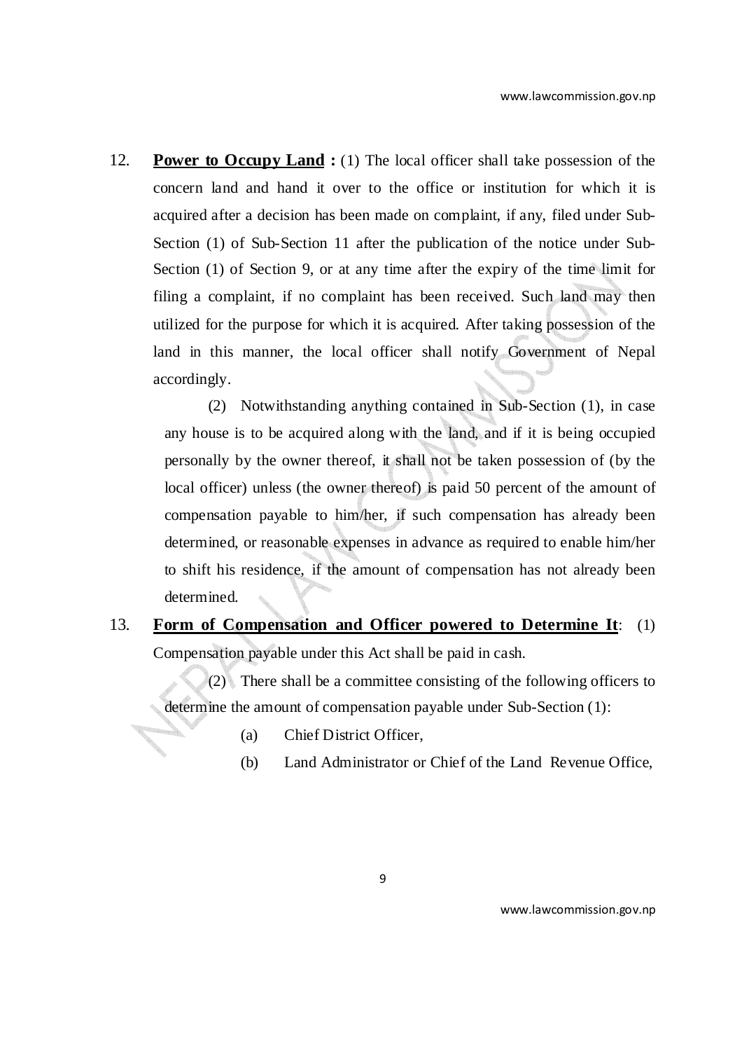12. **Power to Occupy Land :** (1) The local officer shall take possession of the concern land and hand it over to the office or institution for which it is acquired after a decision has been made on complaint, if any, filed under Sub-Section (1) of Sub-Section 11 after the publication of the notice under Sub-Section (1) of Section 9, or at any time after the expiry of the time limit for filing a complaint, if no complaint has been received. Such land may then utilized for the purpose for which it is acquired. After taking possession of the land in this manner, the local officer shall notify Government of Nepal accordingly.

    (2) Notwithstanding anything contained in Sub-Section (1), in case any house is to be acquired along with the land, and if it is being occupied personally by the owner thereof, it shall not be taken possession of (by the local officer) unless (the owner thereof) is paid 50 percent of the amount of compensation payable to him/her, if such compensation has already been determined, or reasonable expenses in advance as required to enable him/her to shift his residence, if the amount of compensation has not already been determined.

13. **Form of Compensation and Officer powered to Determine It**: (1) Compensation payable under this Act shall be paid in cash.

    (2) There shall be a committee consisting of the following officers to determine the amount of compensation payable under Sub-Section (1):

    (a) Chief District Officer,

    (b) Land Administrator or Chief of the Land Revenue Office,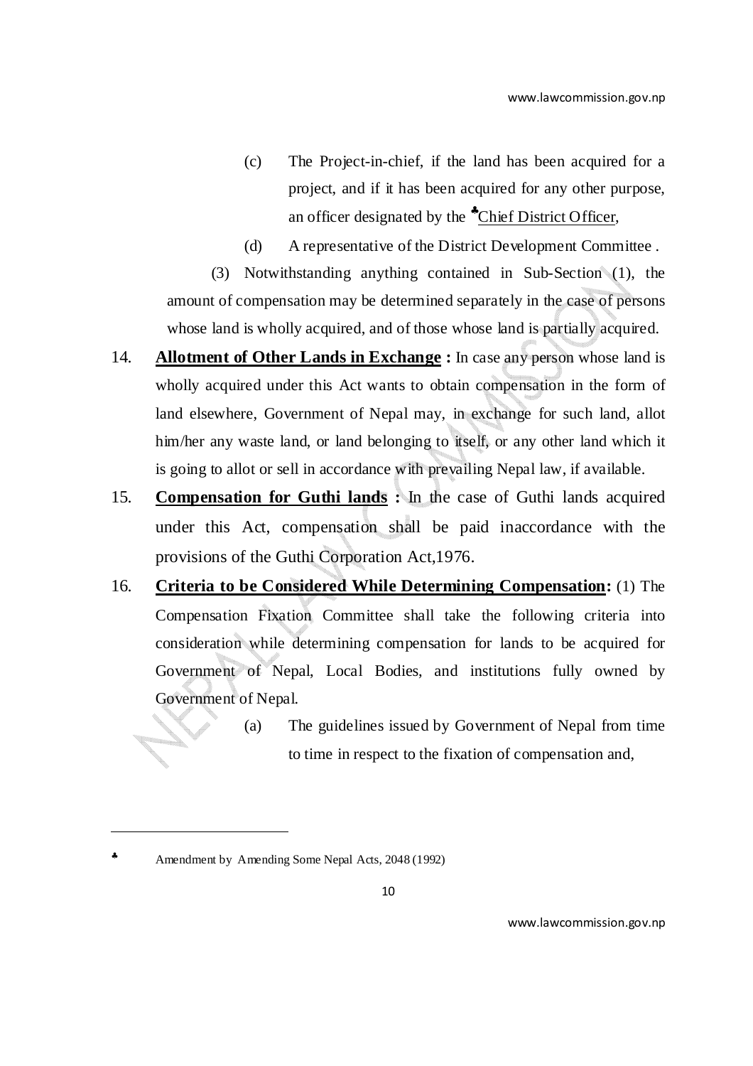(c) The Project-in-chief, if the land has been acquired for a project, and if it has been acquired for any other purpose, an officer designated by the ♣Chief District Officer,

(d) A representative of the District Development Committee .

(3) Notwithstanding anything contained in Sub-Section (1), the amount of compensation may be determined separately in the case of persons whose land is wholly acquired, and of those whose land is partially acquired.

14. **Allotment of Other Lands in Exchange :** In case any person whose land is wholly acquired under this Act wants to obtain compensation in the form of land elsewhere, Government of Nepal may, in exchange for such land, allot him/her any waste land, or land belonging to itself, or any other land which it is going to allot or sell in accordance with prevailing Nepal law, if available.

15. **Compensation for Guthi lands :** In the case of Guthi lands acquired under this Act, compensation shall be paid inaccordance with the provisions of the Guthi Corporation Act,1976.

16. **Criteria to be Considered While Determining Compensation:** (1) The Compensation Fixation Committee shall take the following criteria into consideration while determining compensation for lands to be acquired for Government of Nepal, Local Bodies, and institutions fully owned by Government of Nepal.

(a) The guidelines issued by Government of Nepal from time to time in respect to the fixation of compensation and,

---

♣ Amendment by Amending Some Nepal Acts, 2048 (1992)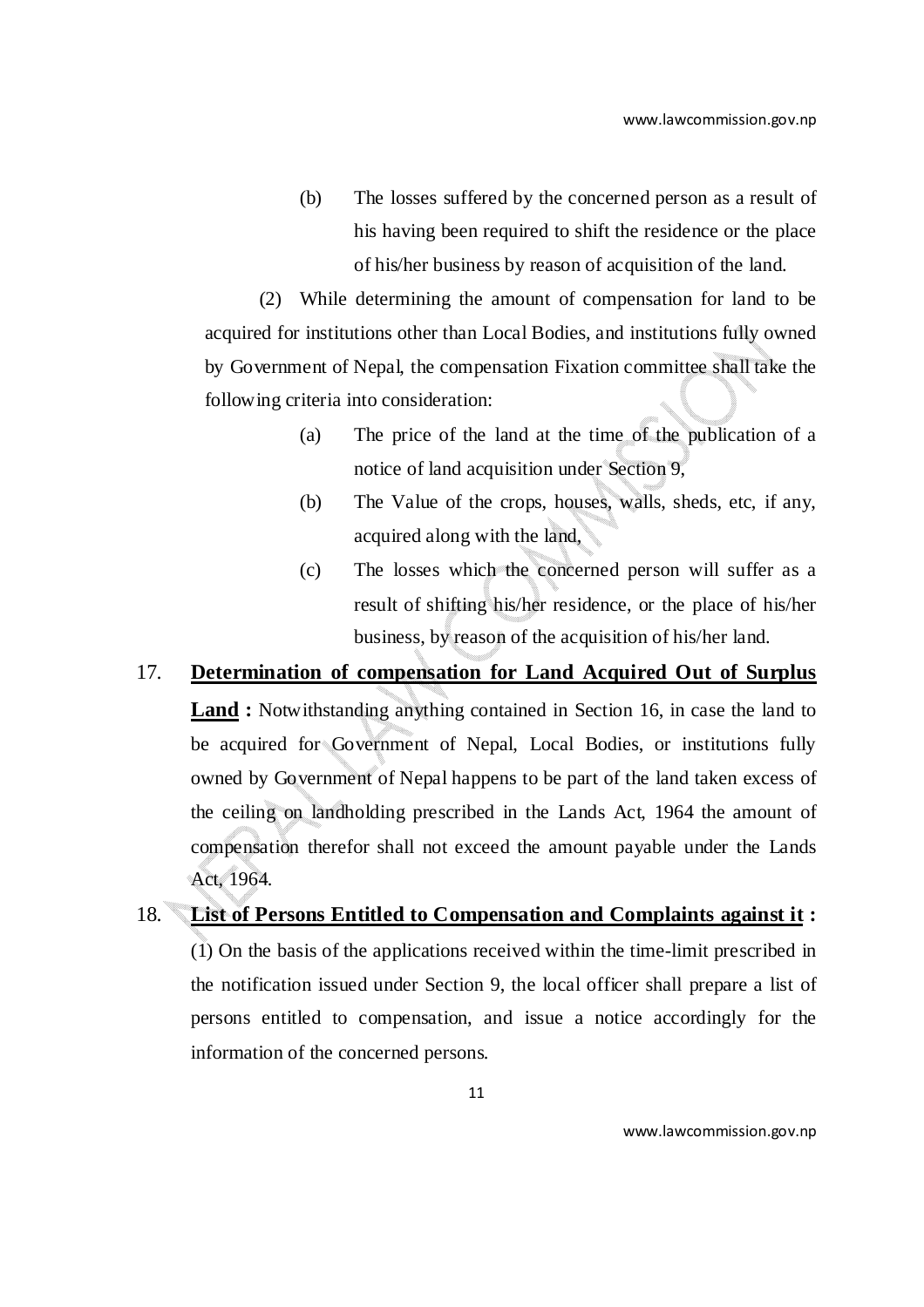(b) The losses suffered by the concerned person as a result of his having been required to shift the residence or the place of his/her business by reason of acquisition of the land.

(2) While determining the amount of compensation for land to be acquired for institutions other than Local Bodies, and institutions fully owned by Government of Nepal, the compensation Fixation committee shall take the following criteria into consideration:

(a) The price of the land at the time of the publication of a notice of land acquisition under Section 9,

(b) The Value of the crops, houses, walls, sheds, etc, if any, acquired along with the land,

(c) The losses which the concerned person will suffer as a result of shifting his/her residence, or the place of his/her business, by reason of the acquisition of his/her land.

17. **Determination of compensation for Land Acquired Out of Surplus Land :** Notwithstanding anything contained in Section 16, in case the land to be acquired for Government of Nepal, Local Bodies, or institutions fully owned by Government of Nepal happens to be part of the land taken excess of the ceiling on landholding prescribed in the Lands Act, 1964 the amount of compensation therefor shall not exceed the amount payable under the Lands Act, 1964.

18. **List of Persons Entitled to Compensation and Complaints against it :** (1) On the basis of the applications received within the time-limit prescribed in the notification issued under Section 9, the local officer shall prepare a list of persons entitled to compensation, and issue a notice accordingly for the information of the concerned persons.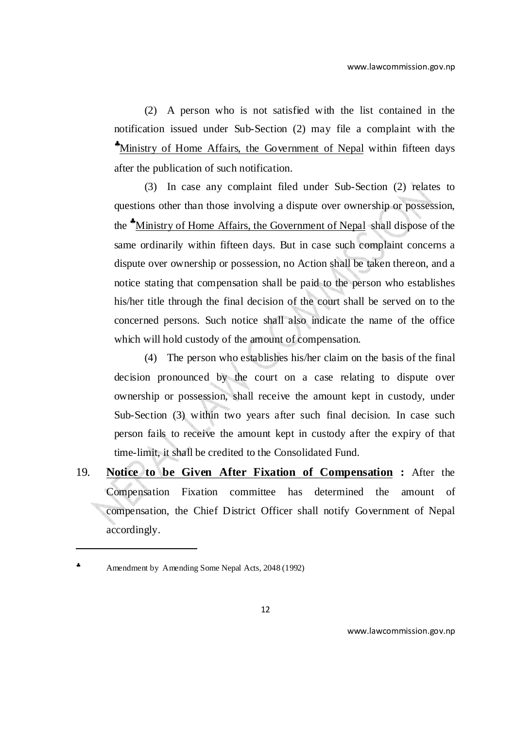(2) A person who is not satisfied with the list contained in the notification issued under Sub-Section (2) may file a complaint with the ♣Ministry of Home Affairs, the Government of Nepal within fifteen days after the publication of such notification.

(3) In case any complaint filed under Sub-Section (2) relates to questions other than those involving a dispute over ownership or possession, the ♣Ministry of Home Affairs, the Government of Nepal shall dispose of the same ordinarily within fifteen days. But in case such complaint concerns a dispute over ownership or possession, no Action shall be taken thereon, and a notice stating that compensation shall be paid to the person who establishes his/her title through the final decision of the court shall be served on to the concerned persons. Such notice shall also indicate the name of the office which will hold custody of the amount of compensation.

(4) The person who establishes his/her claim on the basis of the final decision pronounced by the court on a case relating to dispute over ownership or possession, shall receive the amount kept in custody, under Sub-Section (3) within two years after such final decision. In case such person fails to receive the amount kept in custody after the expiry of that time-limit, it shall be credited to the Consolidated Fund.

19. **Notice to be Given After Fixation of Compensation :** After the Compensation Fixation committee has determined the amount of compensation, the Chief District Officer shall notify Government of Nepal accordingly.

---

♣ Amendment by Amending Some Nepal Acts, 2048 (1992)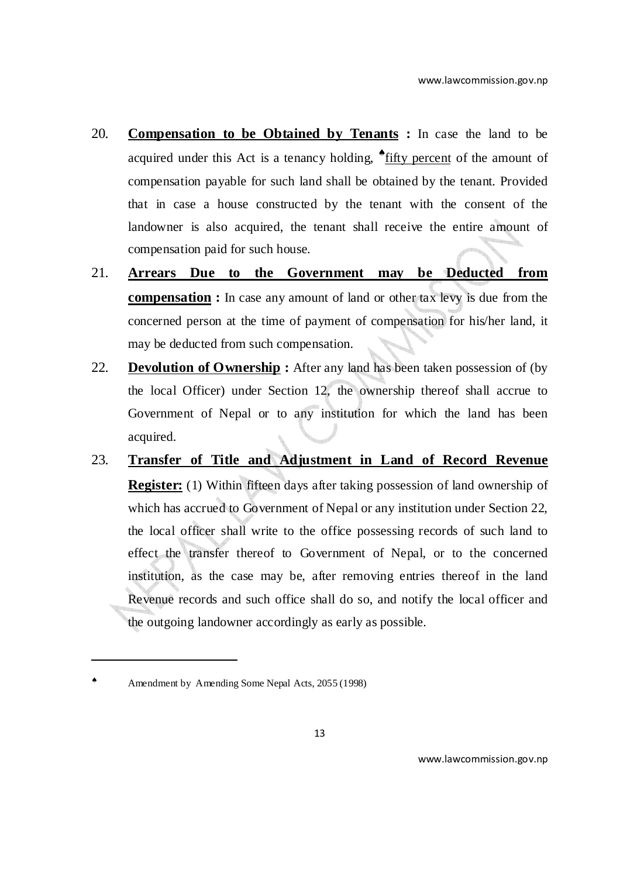20. **<u>Compensation to be Obtained by Tenants</u> :** In case the land to be acquired under this Act is a tenancy holding, ♠<u>fifty percent</u> of the amount of compensation payable for such land shall be obtained by the tenant. Provided that in case a house constructed by the tenant with the consent of the landowner is also acquired, the tenant shall receive the entire amount of compensation paid for such house.

21. **<u>Arrears Due to the Government may be Deducted from compensation</u> :** In case any amount of land or other tax levy is due from the concerned person at the time of payment of compensation for his/her land, it may be deducted from such compensation.

22. **<u>Devolution of Ownership</u> :** After any land has been taken possession of (by the local Officer) under Section 12, the ownership thereof shall accrue to Government of Nepal or to any institution for which the land has been acquired.

23. **<u>Transfer of Title and Adjustment in Land of Record Revenue Register:</u>** (1) Within fifteen days after taking possession of land ownership of which has accrued to Government of Nepal or any institution under Section 22, the local officer shall write to the office possessing records of such land to effect the transfer thereof to Government of Nepal, or to the concerned institution, as the case may be, after removing entries thereof in the land Revenue records and such office shall do so, and notify the local officer and the outgoing landowner accordingly as early as possible.

---

♠ Amendment by Amending Some Nepal Acts, 2055 (1998)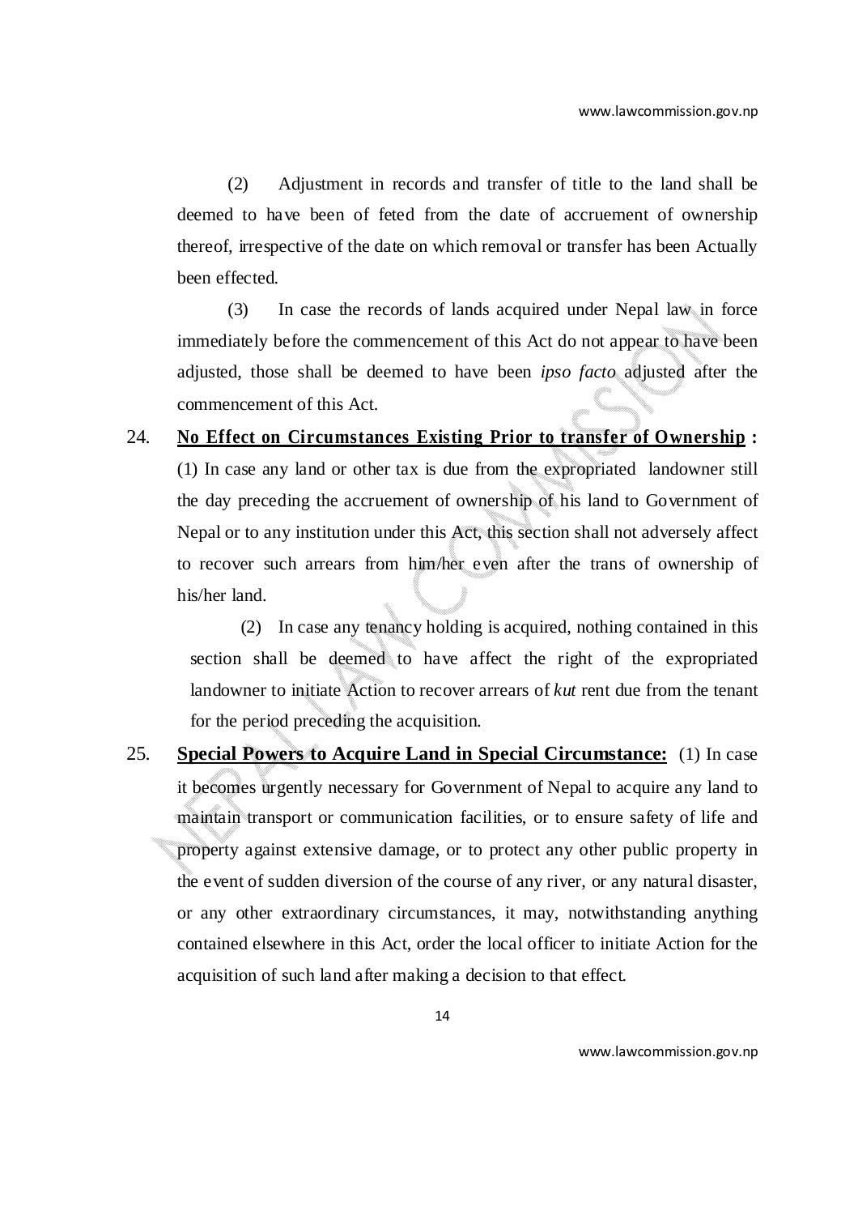(2) Adjustment in records and transfer of title to the land shall be deemed to have been of feted from the date of accruement of ownership thereof, irrespective of the date on which removal or transfer has been Actually been effected.

(3) In case the records of lands acquired under Nepal law in force immediately before the commencement of this Act do not appear to have been adjusted, those shall be deemed to have been *ipso facto* adjusted after the commencement of this Act.

24. **No Effect on Circumstances Existing Prior to transfer of Ownership :** (1) In case any land or other tax is due from the expropriated landowner still the day preceding the accruement of ownership of his land to Government of Nepal or to any institution under this Act, this section shall not adversely affect to recover such arrears from him/her even after the trans of ownership of his/her land.

(2) In case any tenancy holding is acquired, nothing contained in this section shall be deemed to have affect the right of the expropriated landowner to initiate Action to recover arrears of *kut* rent due from the tenant for the period preceding the acquisition.

25. **Special Powers to Acquire Land in Special Circumstance:** (1) In case it becomes urgently necessary for Government of Nepal to acquire any land to maintain transport or communication facilities, or to ensure safety of life and property against extensive damage, or to protect any other public property in the event of sudden diversion of the course of any river, or any natural disaster, or any other extraordinary circumstances, it may, notwithstanding anything contained elsewhere in this Act, order the local officer to initiate Action for the acquisition of such land after making a decision to that effect.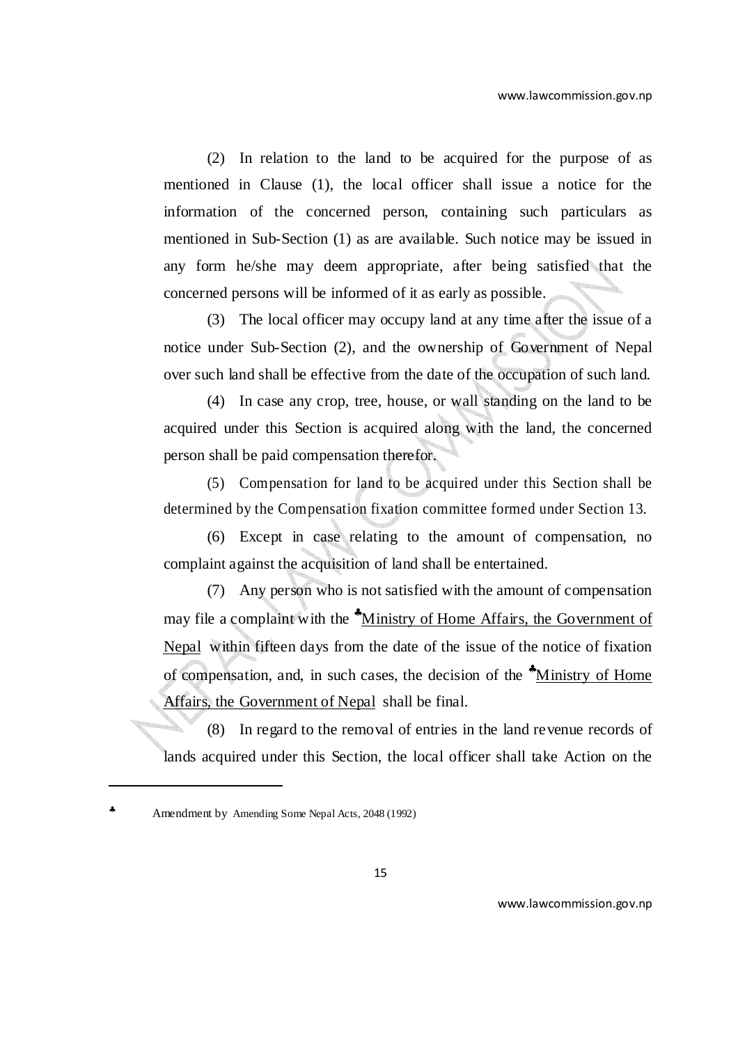(2) In relation to the land to be acquired for the purpose of as mentioned in Clause (1), the local officer shall issue a notice for the information of the concerned person, containing such particulars as mentioned in Sub-Section (1) as are available. Such notice may be issued in any form he/she may deem appropriate, after being satisfied that the concerned persons will be informed of it as early as possible.

(3) The local officer may occupy land at any time after the issue of a notice under Sub-Section (2), and the ownership of Government of Nepal over such land shall be effective from the date of the occupation of such land.

(4) In case any crop, tree, house, or wall standing on the land to be acquired under this Section is acquired along with the land, the concerned person shall be paid compensation therefor.

(5) Compensation for land to be acquired under this Section shall be determined by the Compensation fixation committee formed under Section 13.

(6) Except in case relating to the amount of compensation, no complaint against the acquisition of land shall be entertained.

(7) Any person who is not satisfied with the amount of compensation may file a complaint with the ♣Ministry of Home Affairs, the Government of Nepal within fifteen days from the date of the issue of the notice of fixation of compensation, and, in such cases, the decision of the ♣Ministry of Home Affairs, the Government of Nepal shall be final.

(8) In regard to the removal of entries in the land revenue records of lands acquired under this Section, the local officer shall take Action on the

---

♣ Amendment by Amending Some Nepal Acts, 2048 (1992)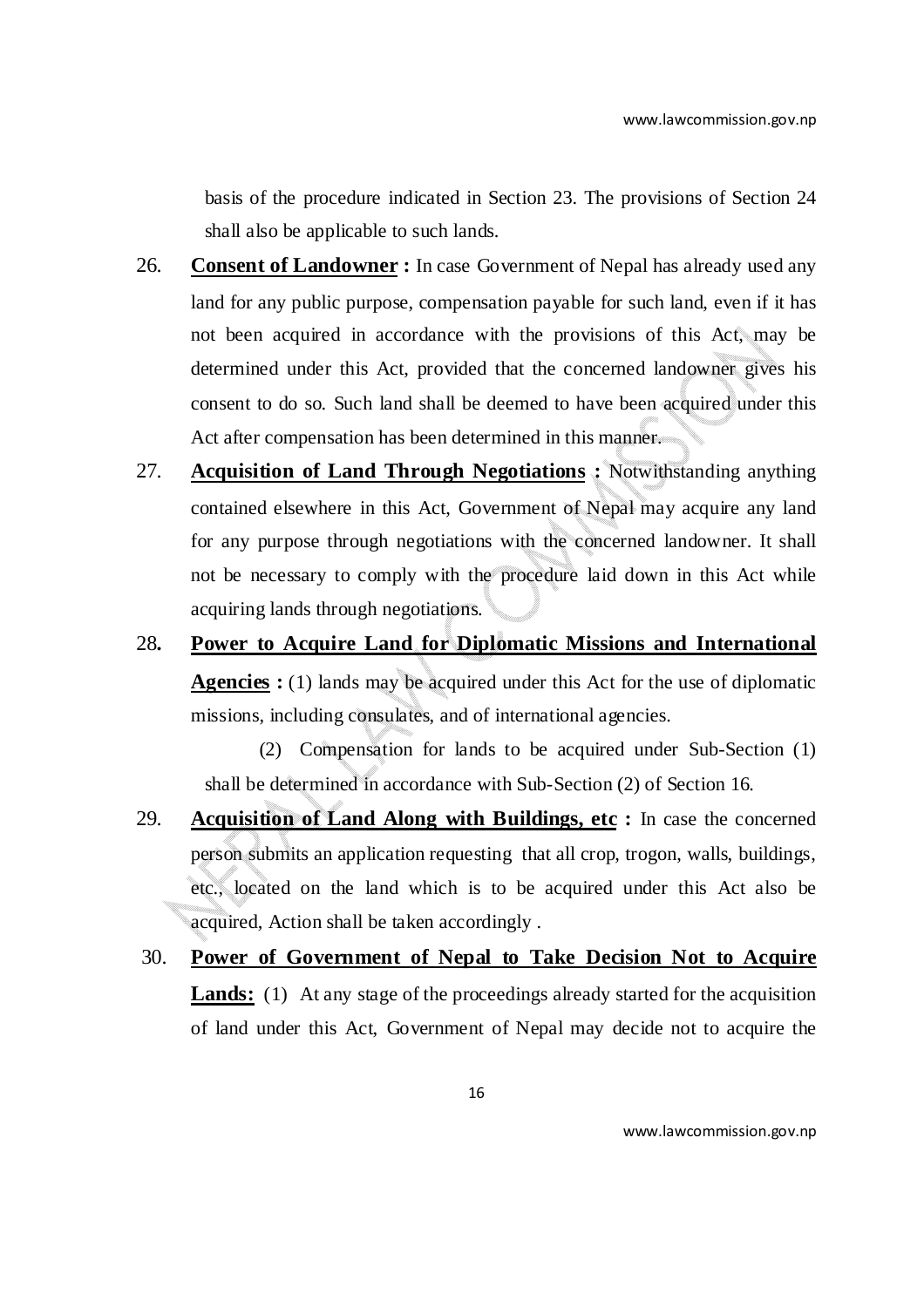basis of the procedure indicated in Section 23. The provisions of Section 24 shall also be applicable to such lands.

26. **Consent of Landowner :** In case Government of Nepal has already used any land for any public purpose, compensation payable for such land, even if it has not been acquired in accordance with the provisions of this Act, may be determined under this Act, provided that the concerned landowner gives his consent to do so. Such land shall be deemed to have been acquired under this Act after compensation has been determined in this manner.

27. **Acquisition of Land Through Negotiations :** Notwithstanding anything contained elsewhere in this Act, Government of Nepal may acquire any land for any purpose through negotiations with the concerned landowner. It shall not be necessary to comply with the procedure laid down in this Act while acquiring lands through negotiations.

28. **Power to Acquire Land for Diplomatic Missions and International Agencies :** (1) lands may be acquired under this Act for the use of diplomatic missions, including consulates, and of international agencies.

(2) Compensation for lands to be acquired under Sub-Section (1) shall be determined in accordance with Sub-Section (2) of Section 16.

29. **Acquisition of Land Along with Buildings, etc :** In case the concerned person submits an application requesting that all crop, trogon, walls, buildings, etc., located on the land which is to be acquired under this Act also be acquired, Action shall be taken accordingly .

30. **Power of Government of Nepal to Take Decision Not to Acquire Lands:** (1) At any stage of the proceedings already started for the acquisition of land under this Act, Government of Nepal may decide not to acquire the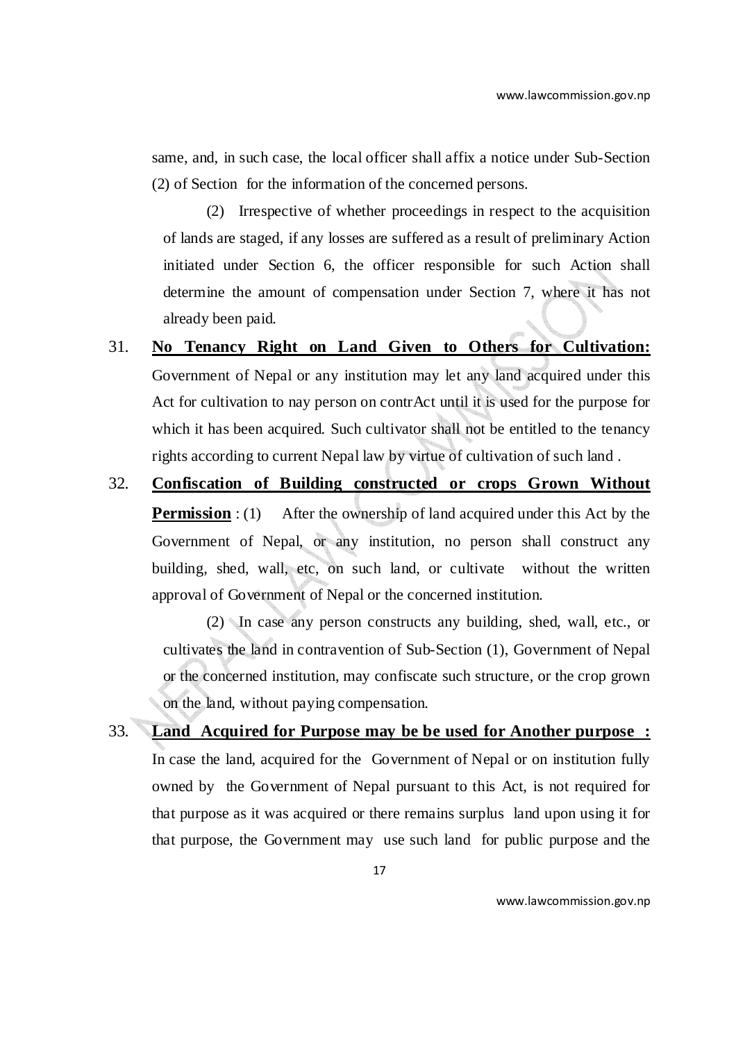same, and, in such case, the local officer shall affix a notice under Sub-Section (2) of Section for the information of the concerned persons.

(2) Irrespective of whether proceedings in respect to the acquisition of lands are staged, if any losses are suffered as a result of preliminary Action initiated under Section 6, the officer responsible for such Action shall determine the amount of compensation under Section 7, where it has not already been paid.

31. **No Tenancy Right on Land Given to Others for Cultivation:** Government of Nepal or any institution may let any land acquired under this Act for cultivation to nay person on contrAct until it is used for the purpose for which it has been acquired. Such cultivator shall not be entitled to the tenancy rights according to current Nepal law by virtue of cultivation of such land .

32. **Confiscation of Building constructed or crops Grown Without Permission** : (1) After the ownership of land acquired under this Act by the Government of Nepal, or any institution, no person shall construct any building, shed, wall, etc, on such land, or cultivate without the written approval of Government of Nepal or the concerned institution.

(2) In case any person constructs any building, shed, wall, etc., or cultivates the land in contravention of Sub-Section (1), Government of Nepal or the concerned institution, may confiscate such structure, or the crop grown on the land, without paying compensation.

33. **Land Acquired for Purpose may be be used for Another purpose :** In case the land, acquired for the Government of Nepal or on institution fully owned by the Government of Nepal pursuant to this Act, is not required for that purpose as it was acquired or there remains surplus land upon using it for that purpose, the Government may use such land for public purpose and the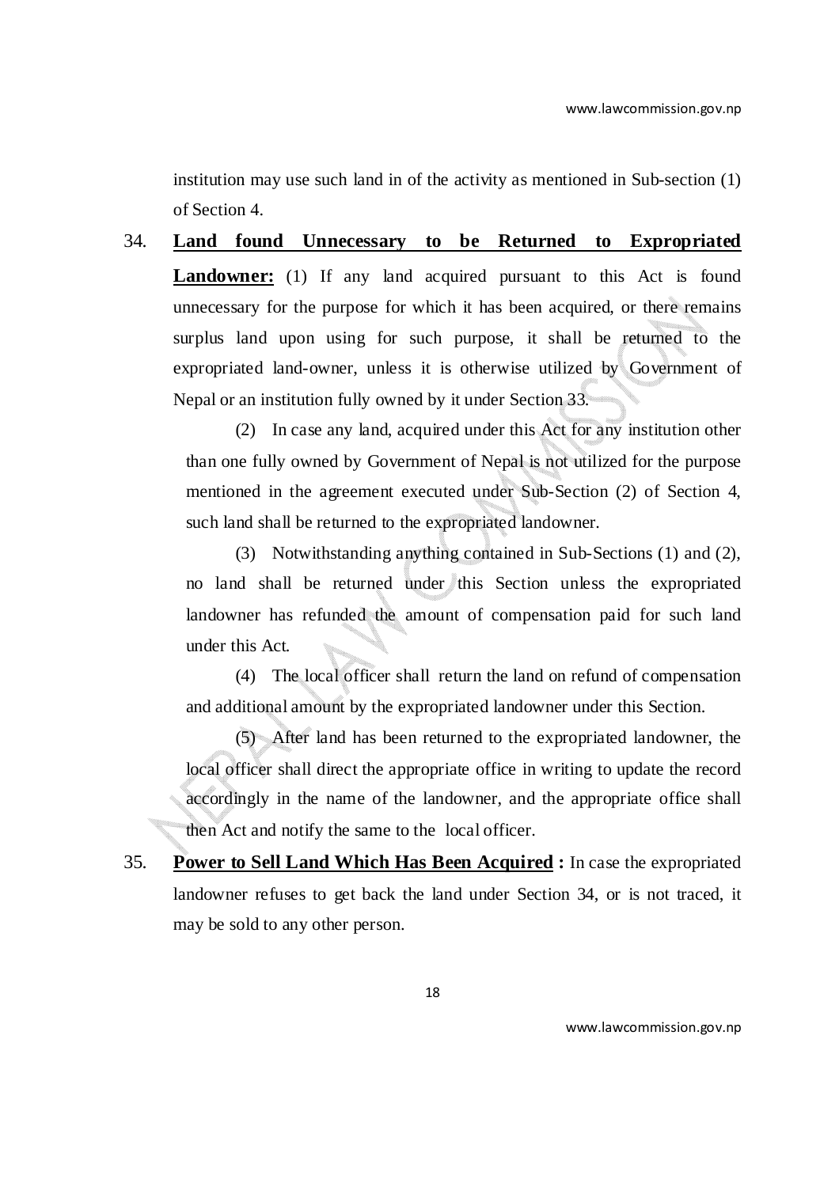institution may use such land in of the activity as mentioned in Sub-section (1) of Section 4.

34. **Land found Unnecessary to be Returned to Expropriated Landowner:** (1) If any land acquired pursuant to this Act is found unnecessary for the purpose for which it has been acquired, or there remains surplus land upon using for such purpose, it shall be returned to the expropriated land-owner, unless it is otherwise utilized by Government of Nepal or an institution fully owned by it under Section 33.

(2) In case any land, acquired under this Act for any institution other than one fully owned by Government of Nepal is not utilized for the purpose mentioned in the agreement executed under Sub-Section (2) of Section 4, such land shall be returned to the expropriated landowner.

(3) Notwithstanding anything contained in Sub-Sections (1) and (2), no land shall be returned under this Section unless the expropriated landowner has refunded the amount of compensation paid for such land under this Act.

(4) The local officer shall return the land on refund of compensation and additional amount by the expropriated landowner under this Section.

(5) After land has been returned to the expropriated landowner, the local officer shall direct the appropriate office in writing to update the record accordingly in the name of the landowner, and the appropriate office shall then Act and notify the same to the local officer.

35. **Power to Sell Land Which Has Been Acquired :** In case the expropriated landowner refuses to get back the land under Section 34, or is not traced, it may be sold to any other person.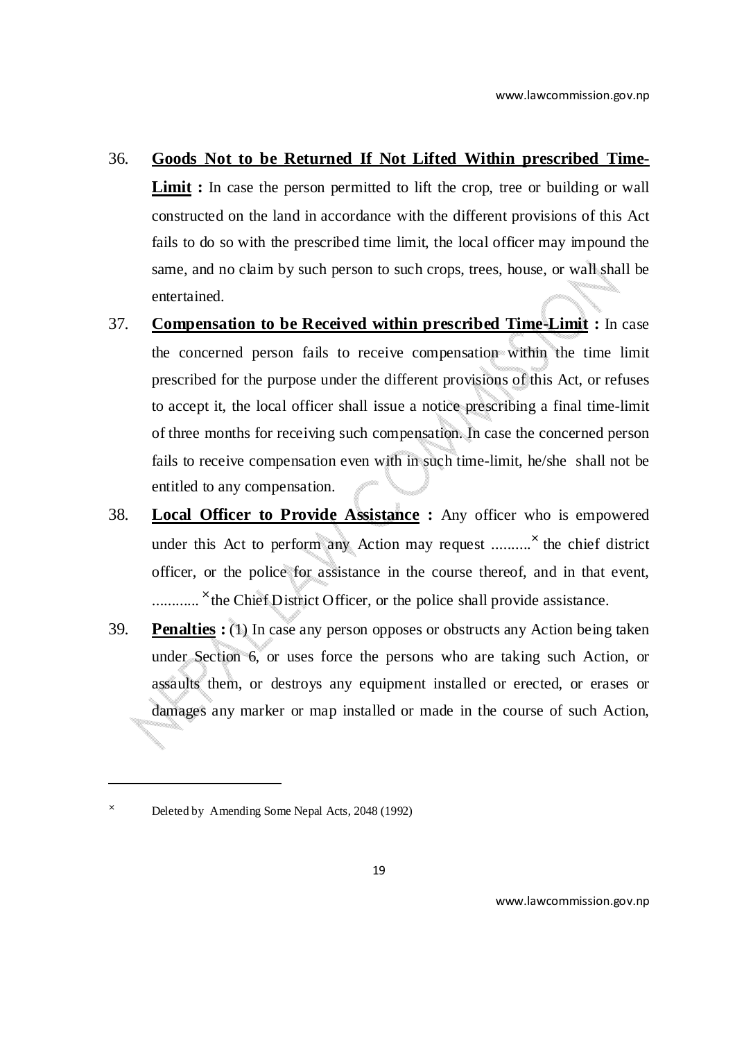36. **<u>Goods Not to be Returned If Not Lifted Within prescribed Time-Limit</u> :** In case the person permitted to lift the crop, tree or building or wall constructed on the land in accordance with the different provisions of this Act fails to do so with the prescribed time limit, the local officer may impound the same, and no claim by such person to such crops, trees, house, or wall shall be entertained.

37. **<u>Compensation to be Received within prescribed Time-Limit</u> :** In case the concerned person fails to receive compensation within the time limit prescribed for the purpose under the different provisions of this Act, or refuses to accept it, the local officer shall issue a notice prescribing a final time-limit of three months for receiving such compensation. In case the concerned person fails to receive compensation even with in such time-limit, he/she shall not be entitled to any compensation.

38. **<u>Local Officer to Provide Assistance</u> :** Any officer who is empowered under this Act to perform any Action may request ..........[×] the chief district officer, or the police for assistance in the course thereof, and in that event, ............ [×] the Chief District Officer, or the police shall provide assistance.

39. **<u>Penalties</u> :** (1) In case any person opposes or obstructs any Action being taken under Section 6, or uses force the persons who are taking such Action, or assaults them, or destroys any equipment installed or erected, or erases or damages any marker or map installed or made in the course of such Action,

---

[×] Deleted by Amending Some Nepal Acts, 2048 (1992)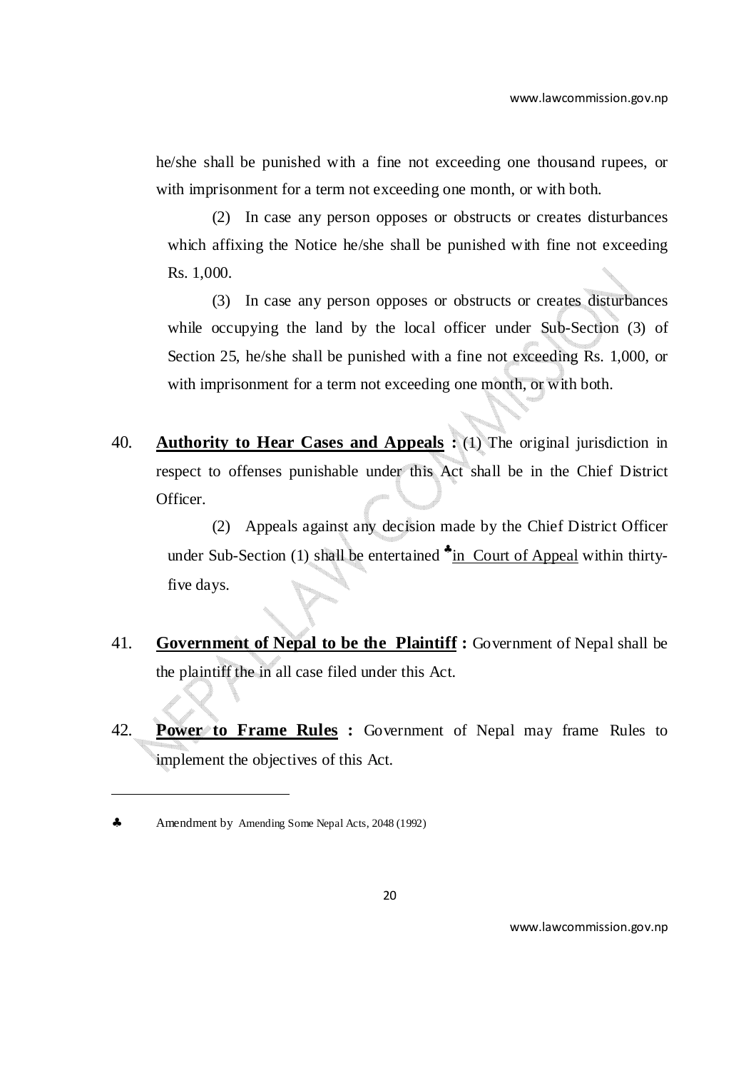he/she shall be punished with a fine not exceeding one thousand rupees, or with imprisonment for a term not exceeding one month, or with both.

(2) In case any person opposes or obstructs or creates disturbances which affixing the Notice he/she shall be punished with fine not exceeding Rs. 1,000.

(3) In case any person opposes or obstructs or creates disturbances while occupying the land by the local officer under Sub-Section (3) of Section 25, he/she shall be punished with a fine not exceeding Rs. 1,000, or with imprisonment for a term not exceeding one month, or with both.

40. **Authority to Hear Cases and Appeals :** (1) The original jurisdiction in respect to offenses punishable under this Act shall be in the Chief District Officer.

(2) Appeals against any decision made by the Chief District Officer under Sub-Section (1) shall be entertained ♣in Court of Appeal within thirty-five days.

41. **Government of Nepal to be the Plaintiff :** Government of Nepal shall be the plaintiff the in all case filed under this Act.

42. **Power to Frame Rules :** Government of Nepal may frame Rules to implement the objectives of this Act.

---

♣ Amendment by Amending Some Nepal Acts, 2048 (1992)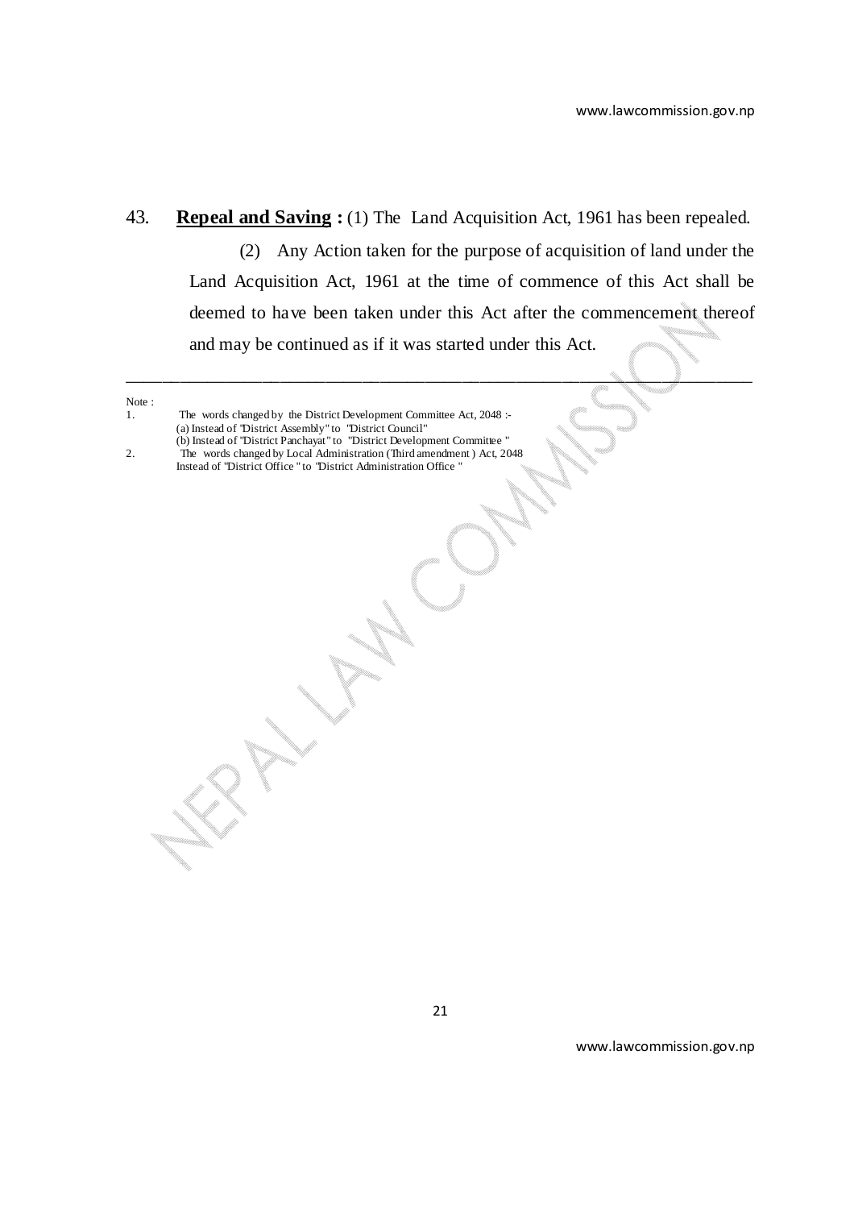43. **Repeal and Saving :** (1) The Land Acquisition Act, 1961 has been repealed.

(2) Any Action taken for the purpose of acquisition of land under the Land Acquisition Act, 1961 at the time of commence of this Act shall be deemed to have been taken under this Act after the commencement thereof and may be continued as if it was started under this Act.

---

Note :

1. The words changed by the District Development Committee Act, 2048 :-
   (a) Instead of "District Assembly" to "District Council"
   (b) Instead of "District Panchayat" to "District Development Committee "
2. The words changed by Local Administration (Third amendment ) Act, 2048
   Instead of "District Office " to "District Administration Office "